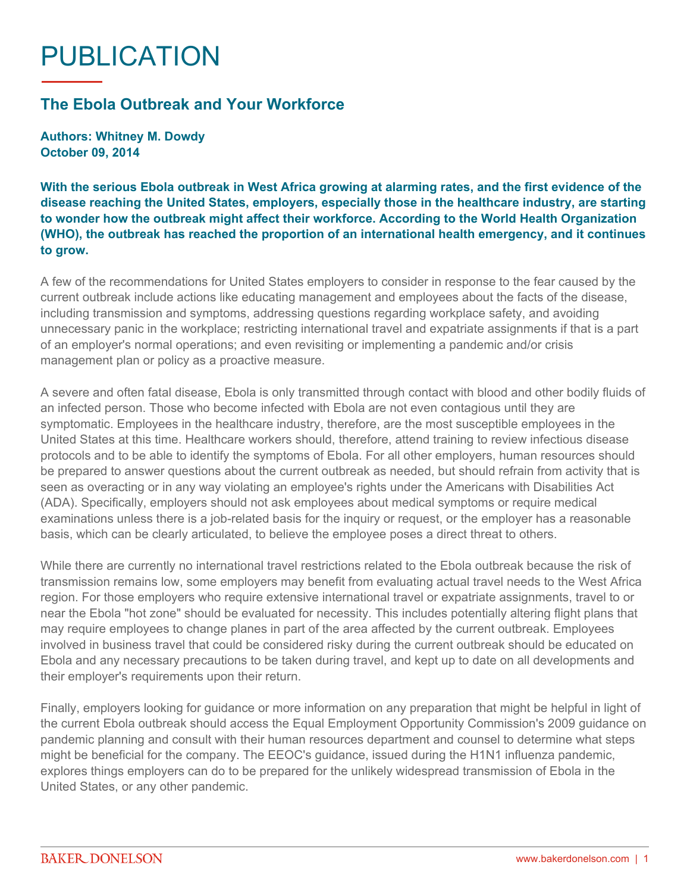# PUBLICATION

## The Ebola Outbreak and Your Workforce

**Authors: Whitney M. Dowdy**
**October 09, 2014**

**With the serious Ebola outbreak in West Africa growing at alarming rates, and the first evidence of the disease reaching the United States, employers, especially those in the healthcare industry, are starting to wonder how the outbreak might affect their workforce. According to the World Health Organization (WHO), the outbreak has reached the proportion of an international health emergency, and it continues to grow.**

A few of the recommendations for United States employers to consider in response to the fear caused by the current outbreak include actions like educating management and employees about the facts of the disease, including transmission and symptoms, addressing questions regarding workplace safety, and avoiding unnecessary panic in the workplace; restricting international travel and expatriate assignments if that is a part of an employer's normal operations; and even revisiting or implementing a pandemic and/or crisis management plan or policy as a proactive measure.

A severe and often fatal disease, Ebola is only transmitted through contact with blood and other bodily fluids of an infected person. Those who become infected with Ebola are not even contagious until they are symptomatic. Employees in the healthcare industry, therefore, are the most susceptible employees in the United States at this time. Healthcare workers should, therefore, attend training to review infectious disease protocols and to be able to identify the symptoms of Ebola. For all other employers, human resources should be prepared to answer questions about the current outbreak as needed, but should refrain from activity that is seen as overacting or in any way violating an employee's rights under the Americans with Disabilities Act (ADA). Specifically, employers should not ask employees about medical symptoms or require medical examinations unless there is a job-related basis for the inquiry or request, or the employer has a reasonable basis, which can be clearly articulated, to believe the employee poses a direct threat to others.

While there are currently no international travel restrictions related to the Ebola outbreak because the risk of transmission remains low, some employers may benefit from evaluating actual travel needs to the West Africa region. For those employers who require extensive international travel or expatriate assignments, travel to or near the Ebola "hot zone" should be evaluated for necessity. This includes potentially altering flight plans that may require employees to change planes in part of the area affected by the current outbreak. Employees involved in business travel that could be considered risky during the current outbreak should be educated on Ebola and any necessary precautions to be taken during travel, and kept up to date on all developments and their employer's requirements upon their return.

Finally, employers looking for guidance or more information on any preparation that might be helpful in light of the current Ebola outbreak should access the Equal Employment Opportunity Commission's 2009 guidance on pandemic planning and consult with their human resources department and counsel to determine what steps might be beneficial for the company. The EEOC's guidance, issued during the H1N1 influenza pandemic, explores things employers can do to be prepared for the unlikely widespread transmission of Ebola in the United States, or any other pandemic.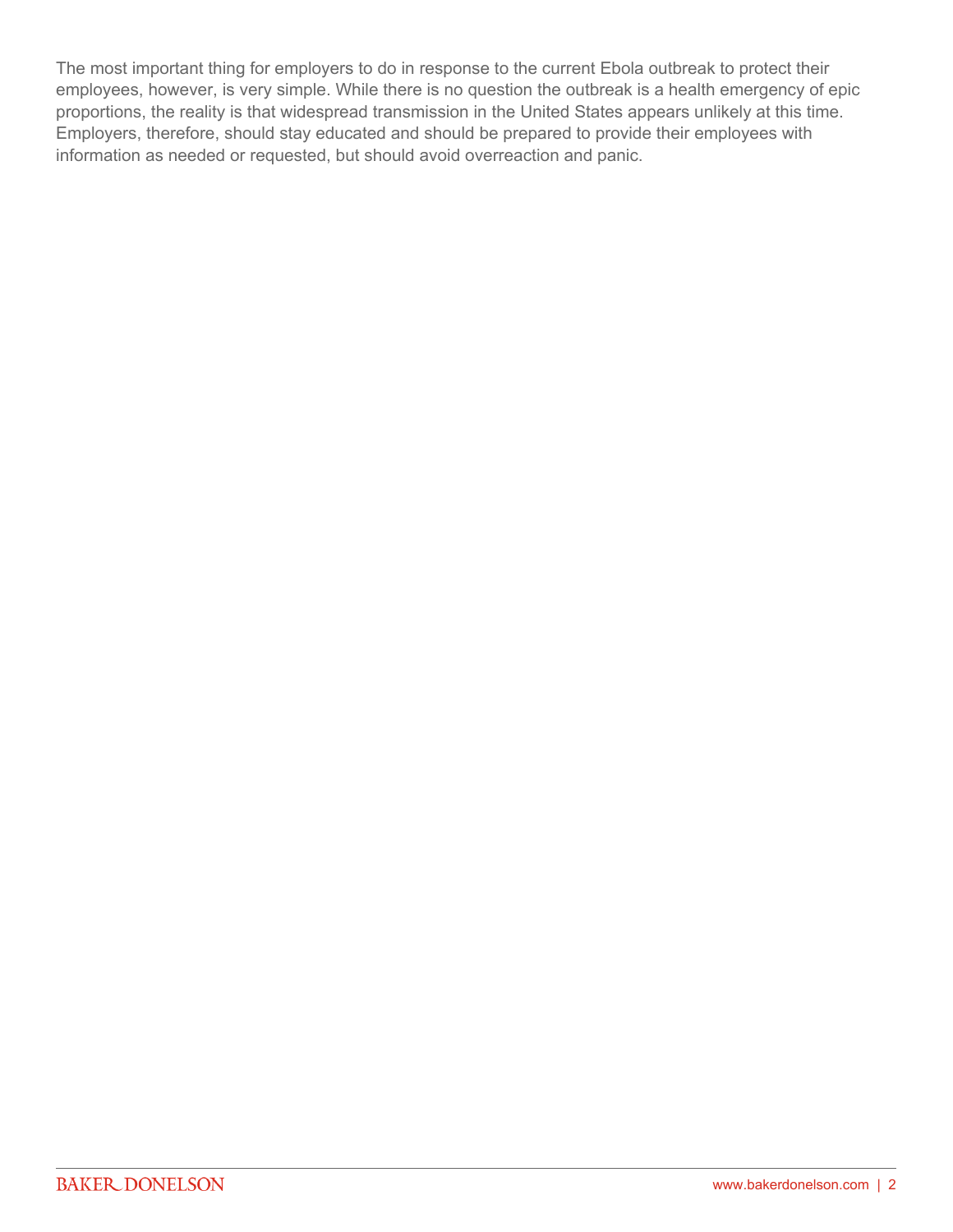The most important thing for employers to do in response to the current Ebola outbreak to protect their employees, however, is very simple. While there is no question the outbreak is a health emergency of epic proportions, the reality is that widespread transmission in the United States appears unlikely at this time. Employers, therefore, should stay educated and should be prepared to provide their employees with information as needed or requested, but should avoid overreaction and panic.